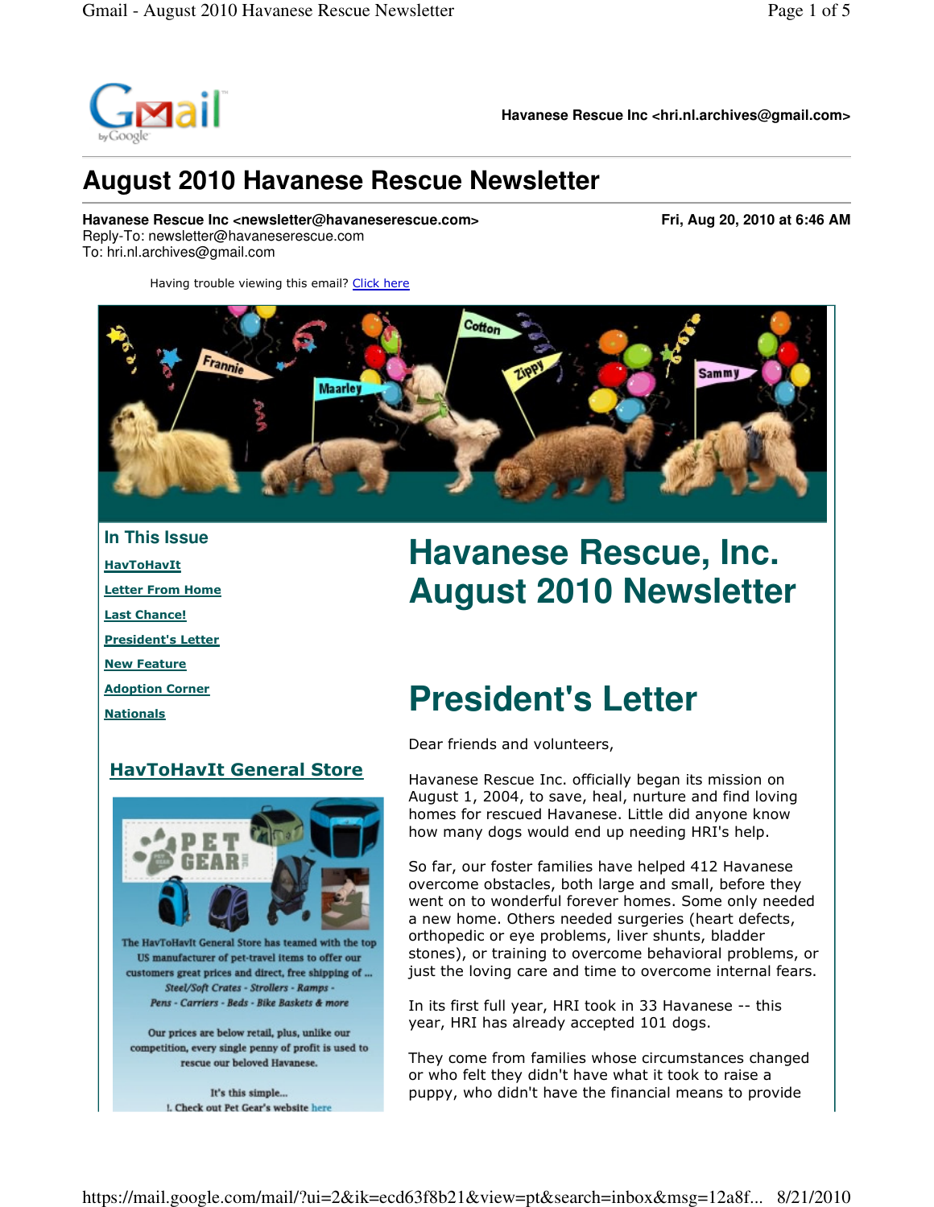Havanese Rescue Inc <hri.nl.archives@gmail.com>

# August 2010 Havanese Rescue Newsletter

**Havanese Rescue Inc <newsletter@havaneserescue.com>** **Fri, Aug 20, 2010 at 6:46 AM**
Reply-To: newsletter@havaneserescue.com
To: hri.nl.archives@gmail.com

Having trouble viewing this email? Click here

### In This Issue

- HavToHavIt
- Letter From Home
- Last Chance!
- President's Letter
- New Feature
- Adoption Corner
- Nationals

### HavToHavIt General Store

PET GEAR

The HavToHavIt General Store has teamed with the top US manufacturer of pet-travel items to offer our customers great prices and direct, free shipping of ...

*Steel/Soft Crates - Strollers - Ramps - Pens - Carriers - Beds - Bike Baskets & more*

Our prices are below retail, plus, unlike our competition, every single penny of profit is used to rescue our beloved Havanese.

It's this simple...

1. Check out Pet Gear's website here

# Havanese Rescue, Inc. August 2010 Newsletter

## President's Letter

Dear friends and volunteers,

Havanese Rescue Inc. officially began its mission on August 1, 2004, to save, heal, nurture and find loving homes for rescued Havanese. Little did anyone know how many dogs would end up needing HRI's help.

So far, our foster families have helped 412 Havanese overcome obstacles, both large and small, before they went on to wonderful forever homes. Some only needed a new home. Others needed surgeries (heart defects, orthopedic or eye problems, liver shunts, bladder stones), or training to overcome behavioral problems, or just the loving care and time to overcome internal fears.

In its first full year, HRI took in 33 Havanese -- this year, HRI has already accepted 101 dogs.

They come from families whose circumstances changed or who felt they didn't have what it took to raise a puppy, who didn't have the financial means to provide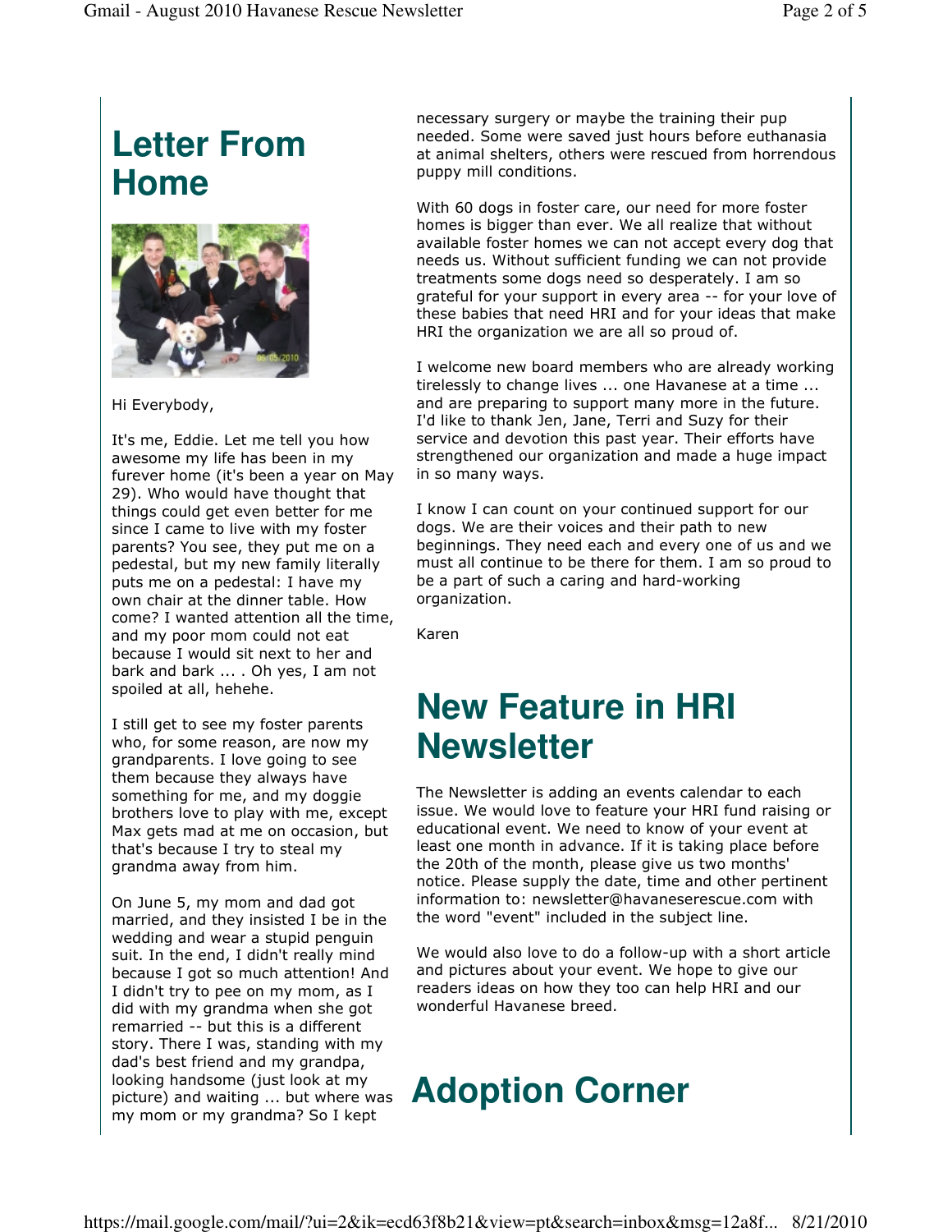# Letter From Home

Hi Everybody,

It's me, Eddie. Let me tell you how awesome my life has been in my furever home (it's been a year on May 29). Who would have thought that things could get even better for me since I came to live with my foster parents? You see, they put me on a pedestal, but my new family literally puts me on a pedestal: I have my own chair at the dinner table. How come? I wanted attention all the time, and my poor mom could not eat because I would sit next to her and bark and bark ... . Oh yes, I am not spoiled at all, hehehe.

I still get to see my foster parents who, for some reason, are now my grandparents. I love going to see them because they always have something for me, and my doggie brothers love to play with me, except Max gets mad at me on occasion, but that's because I try to steal my grandma away from him.

On June 5, my mom and dad got married, and they insisted I be in the wedding and wear a stupid penguin suit. In the end, I didn't really mind because I got so much attention! And I didn't try to pee on my mom, as I did with my grandma when she got remarried -- but this is a different story. There I was, standing with my dad's best friend and my grandpa, looking handsome (just look at my picture) and waiting ... but where was my mom or my grandma? So I kept

necessary surgery or maybe the training their pup needed. Some were saved just hours before euthanasia at animal shelters, others were rescued from horrendous puppy mill conditions.

With 60 dogs in foster care, our need for more foster homes is bigger than ever. We all realize that without available foster homes we can not accept every dog that needs us. Without sufficient funding we can not provide treatments some dogs need so desperately. I am so grateful for your support in every area -- for your love of these babies that need HRI and for your ideas that make HRI the organization we are all so proud of.

I welcome new board members who are already working tirelessly to change lives ... one Havanese at a time ... and are preparing to support many more in the future. I'd like to thank Jen, Jane, Terri and Suzy for their service and devotion this past year. Their efforts have strengthened our organization and made a huge impact in so many ways.

I know I can count on your continued support for our dogs. We are their voices and their path to new beginnings. They need each and every one of us and we must all continue to be there for them. I am so proud to be a part of such a caring and hard-working organization.

Karen

# New Feature in HRI Newsletter

The Newsletter is adding an events calendar to each issue. We would love to feature your HRI fund raising or educational event. We need to know of your event at least one month in advance. If it is taking place before the 20th of the month, please give us two months' notice. Please supply the date, time and other pertinent information to: newsletter@havaneserescue.com with the word "event" included in the subject line.

We would also love to do a follow-up with a short article and pictures about your event. We hope to give our readers ideas on how they too can help HRI and our wonderful Havanese breed.

# Adoption Corner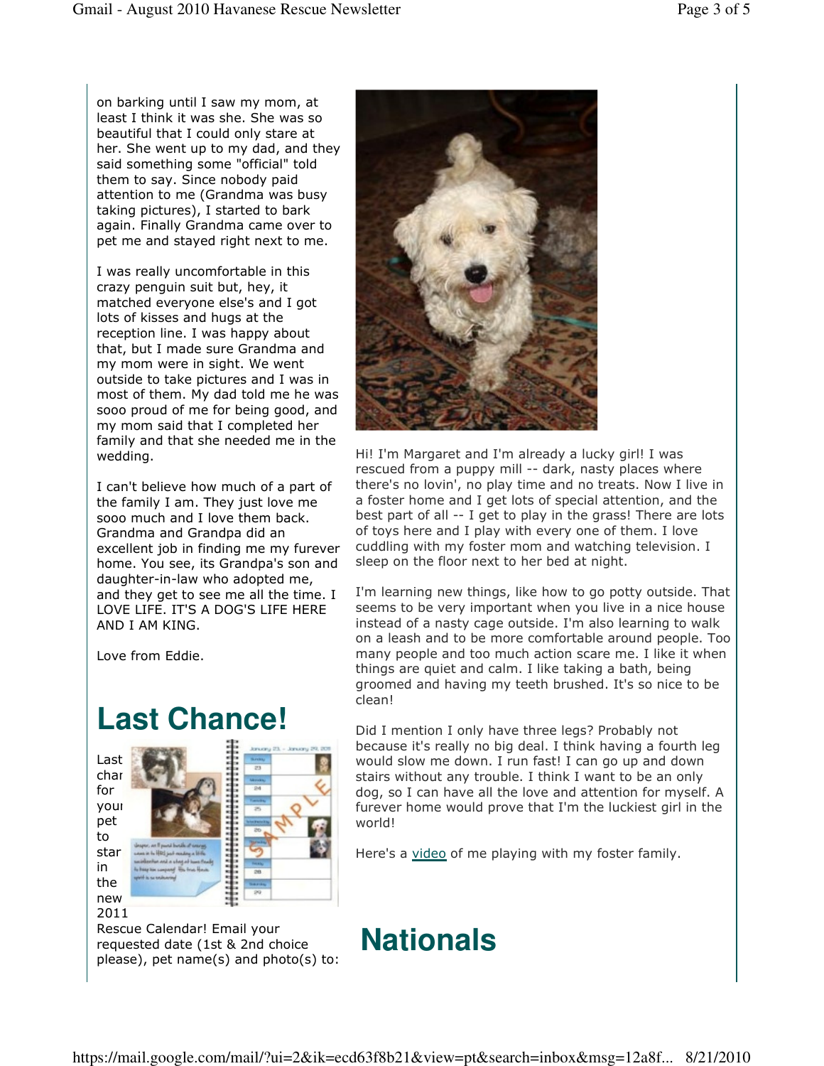on barking until I saw my mom, at least I think it was she. She was so beautiful that I could only stare at her. She went up to my dad, and they said something some "official" told them to say. Since nobody paid attention to me (Grandma was busy taking pictures), I started to bark again. Finally Grandma came over to pet me and stayed right next to me.

I was really uncomfortable in this crazy penguin suit but, hey, it matched everyone else's and I got lots of kisses and hugs at the reception line. I was happy about that, but I made sure Grandma and my mom were in sight. We went outside to take pictures and I was in most of them. My dad told me he was sooo proud of me for being good, and my mom said that I completed her family and that she needed me in the wedding.

I can't believe how much of a part of the family I am. They just love me sooo much and I love them back. Grandma and Grandpa did an excellent job in finding me my furever home. You see, its Grandpa's son and daughter-in-law who adopted me, and they get to see me all the time. I LOVE LIFE. IT'S A DOG'S LIFE HERE AND I AM KING.

Love from Eddie.

# Last Chance!

Last chance for your pet to star in the new 2011 Rescue Calendar! Email your requested date (1st & 2nd choice please), pet name(s) and photo(s) to:

Hi! I'm Margaret and I'm already a lucky girl! I was rescued from a puppy mill -- dark, nasty places where there's no lovin', no play time and no treats. Now I live in a foster home and I get lots of special attention, and the best part of all -- I get to play in the grass! There are lots of toys here and I play with every one of them. I love cuddling with my foster mom and watching television. I sleep on the floor next to her bed at night.

I'm learning new things, like how to go potty outside. That seems to be very important when you live in a nice house instead of a nasty cage outside. I'm also learning to walk on a leash and to be more comfortable around people. Too many people and too much action scare me. I like it when things are quiet and calm. I like taking a bath, being groomed and having my teeth brushed. It's so nice to be clean!

Did I mention I only have three legs? Probably not because it's really no big deal. I think having a fourth leg would slow me down. I run fast! I can go up and down stairs without any trouble. I think I want to be an only dog, so I can have all the love and attention for myself. A furever home would prove that I'm the luckiest girl in the world!

Here's a video of me playing with my foster family.

# Nationals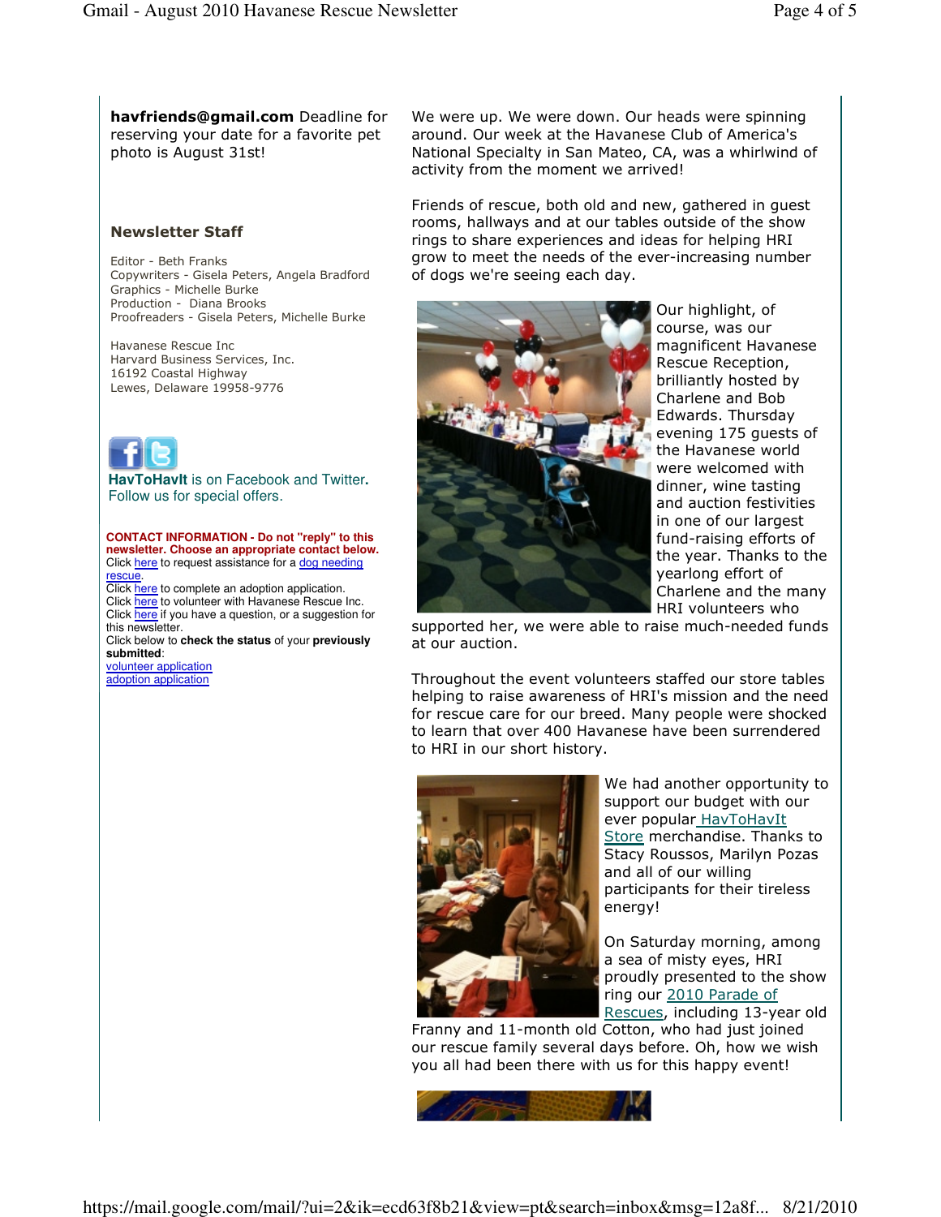**havfriends@gmail.com** Deadline for reserving your date for a favorite pet photo is August 31st!

### Newsletter Staff

Editor - Beth Franks
Copywriters - Gisela Peters, Angela Bradford
Graphics - Michelle Burke
Production - Diana Brooks
Proofreaders - Gisela Peters, Michelle Burke

Havanese Rescue Inc
Harvard Business Services, Inc.
16192 Coastal Highway
Lewes, Delaware 19958-9776

**HavToHavIt** is on Facebook and Twitter**.**
Follow us for special offers.

**CONTACT INFORMATION - Do not "reply" to this newsletter. Choose an appropriate contact below.**
Click here to request assistance for a dog needing rescue.
Click here to complete an adoption application.
Click here to volunteer with Havanese Rescue Inc.
Click here if you have a question, or a suggestion for this newsletter.
Click below to **check the status** of your **previously submitted**:
volunteer application
adoption application

We were up. We were down. Our heads were spinning around. Our week at the Havanese Club of America's National Specialty in San Mateo, CA, was a whirlwind of activity from the moment we arrived!

Friends of rescue, both old and new, gathered in guest rooms, hallways and at our tables outside of the show rings to share experiences and ideas for helping HRI grow to meet the needs of the ever-increasing number of dogs we're seeing each day.

Our highlight, of course, was our magnificent Havanese Rescue Reception, brilliantly hosted by Charlene and Bob Edwards. Thursday evening 175 guests of the Havanese world were welcomed with dinner, wine tasting and auction festivities in one of our largest fund-raising efforts of the year. Thanks to the yearlong effort of Charlene and the many HRI volunteers who supported her, we were able to raise much-needed funds at our auction.

Throughout the event volunteers staffed our store tables helping to raise awareness of HRI's mission and the need for rescue care for our breed. Many people were shocked to learn that over 400 Havanese have been surrendered to HRI in our short history.

We had another opportunity to support our budget with our ever popular HavToHavIt Store merchandise. Thanks to Stacy Roussos, Marilyn Pozas and all of our willing participants for their tireless energy!

On Saturday morning, among a sea of misty eyes, HRI proudly presented to the show ring our 2010 Parade of Rescues, including 13-year old Franny and 11-month old Cotton, who had just joined our rescue family several days before. Oh, how we wish you all had been there with us for this happy event!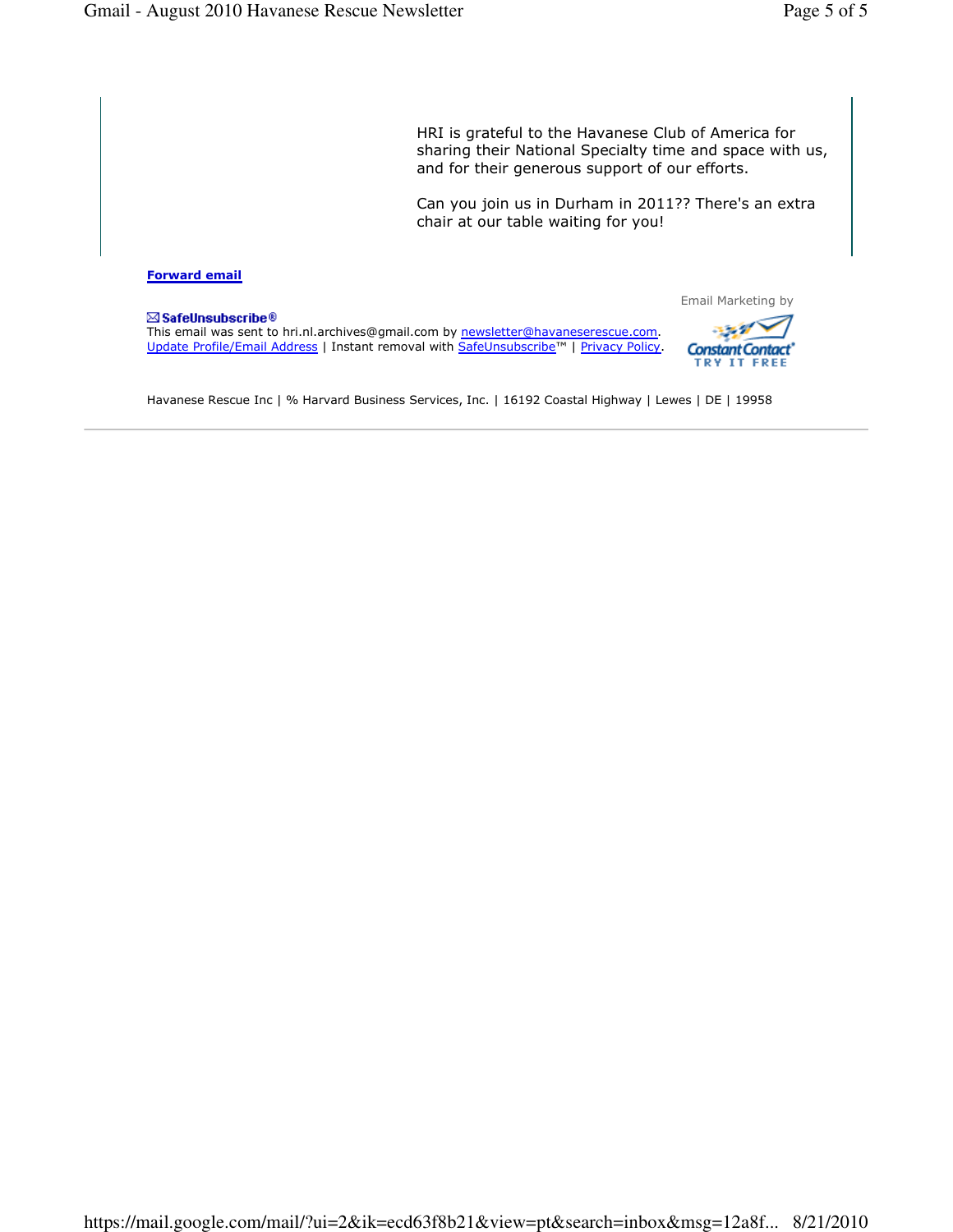HRI is grateful to the Havanese Club of America for sharing their National Specialty time and space with us, and for their generous support of our efforts.

Can you join us in Durham in 2011?? There's an extra chair at our table waiting for you!

**Forward email**

Email Marketing by

**SafeUnsubscribe®**
This email was sent to hri.nl.archives@gmail.com by newsletter@havaneserescue.com.
Update Profile/Email Address | Instant removal with SafeUnsubscribe™ | Privacy Policy.

Constant Contact
TRY IT FREE

Havanese Rescue Inc | % Harvard Business Services, Inc. | 16192 Coastal Highway | Lewes | DE | 19958